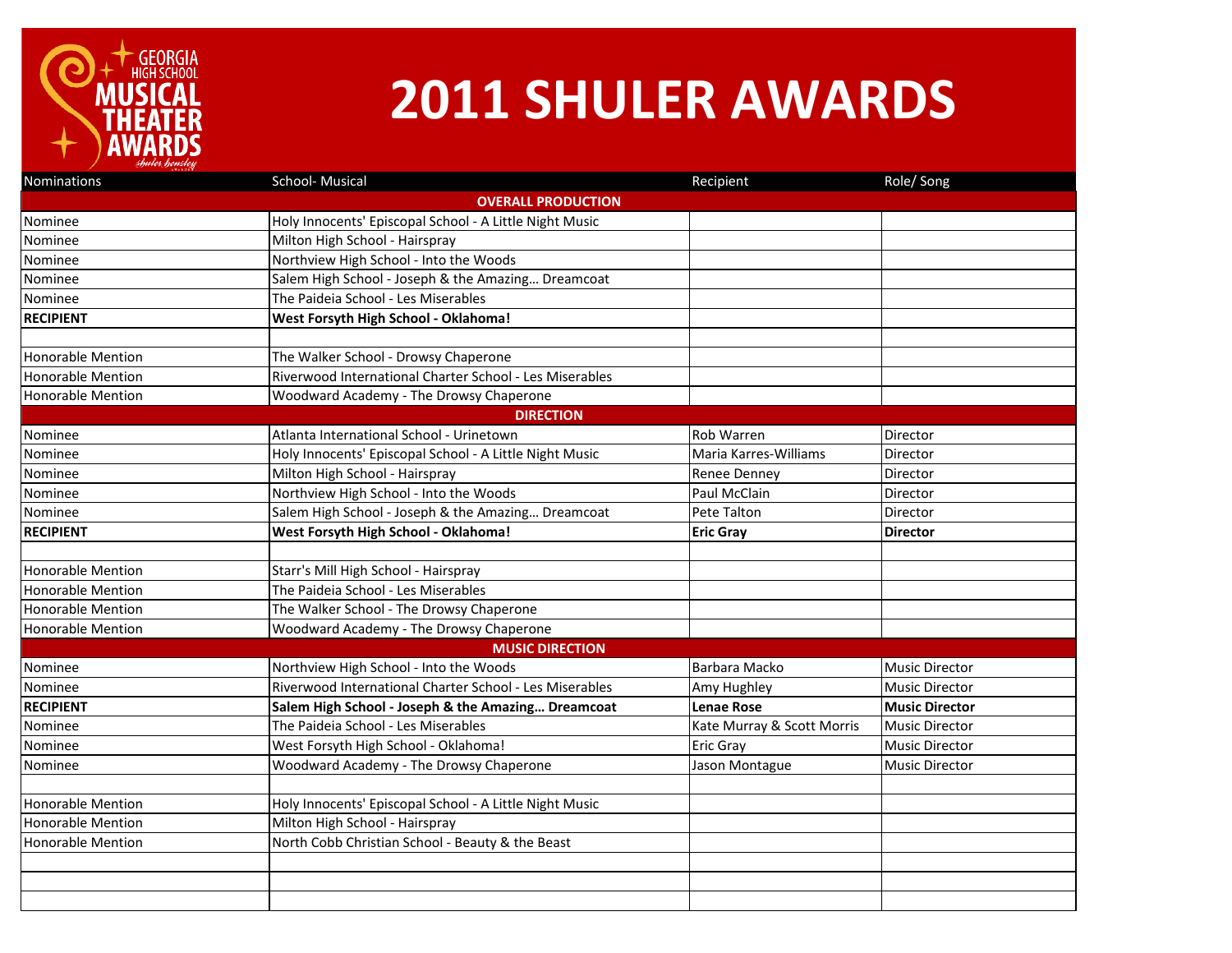# 2011 SHULER AWARDS

| Nominations | School- Musical | Recipient | Role/ Song |
|---|---|---|---|
| | **OVERALL PRODUCTION** | | |
| Nominee | Holy Innocents' Episcopal School - A Little Night Music | | |
| Nominee | Milton High School - Hairspray | | |
| Nominee | Northview High School - Into the Woods | | |
| Nominee | Salem High School - Joseph & the Amazing… Dreamcoat | | |
| Nominee | The Paideia School - Les Miserables | | |
| **RECIPIENT** | **West Forsyth High School - Oklahoma!** | | |
| | | | |
| Honorable Mention | The Walker School - Drowsy Chaperone | | |
| Honorable Mention | Riverwood International Charter School - Les Miserables | | |
| Honorable Mention | Woodward Academy - The Drowsy Chaperone | | |
| | **DIRECTION** | | |
| Nominee | Atlanta International School - Urinetown | Rob Warren | Director |
| Nominee | Holy Innocents' Episcopal School - A Little Night Music | Maria Karres-Williams | Director |
| Nominee | Milton High School - Hairspray | Renee Denney | Director |
| Nominee | Northview High School - Into the Woods | Paul McClain | Director |
| Nominee | Salem High School - Joseph & the Amazing… Dreamcoat | Pete Talton | Director |
| **RECIPIENT** | **West Forsyth High School - Oklahoma!** | **Eric Gray** | **Director** |
| | | | |
| Honorable Mention | Starr's Mill High School - Hairspray | | |
| Honorable Mention | The Paideia School - Les Miserables | | |
| Honorable Mention | The Walker School - The Drowsy Chaperone | | |
| Honorable Mention | Woodward Academy - The Drowsy Chaperone | | |
| | **MUSIC DIRECTION** | | |
| Nominee | Northview High School - Into the Woods | Barbara Macko | Music Director |
| Nominee | Riverwood International Charter School - Les Miserables | Amy Hughley | Music Director |
| **RECIPIENT** | **Salem High School - Joseph & the Amazing… Dreamcoat** | **Lenae Rose** | **Music Director** |
| Nominee | The Paideia School - Les Miserables | Kate Murray & Scott Morris | Music Director |
| Nominee | West Forsyth High School - Oklahoma! | Eric Gray | Music Director |
| Nominee | Woodward Academy - The Drowsy Chaperone | Jason Montague | Music Director |
| | | | |
| Honorable Mention | Holy Innocents' Episcopal School - A Little Night Music | | |
| Honorable Mention | Milton High School - Hairspray | | |
| Honorable Mention | North Cobb Christian School - Beauty & the Beast | | |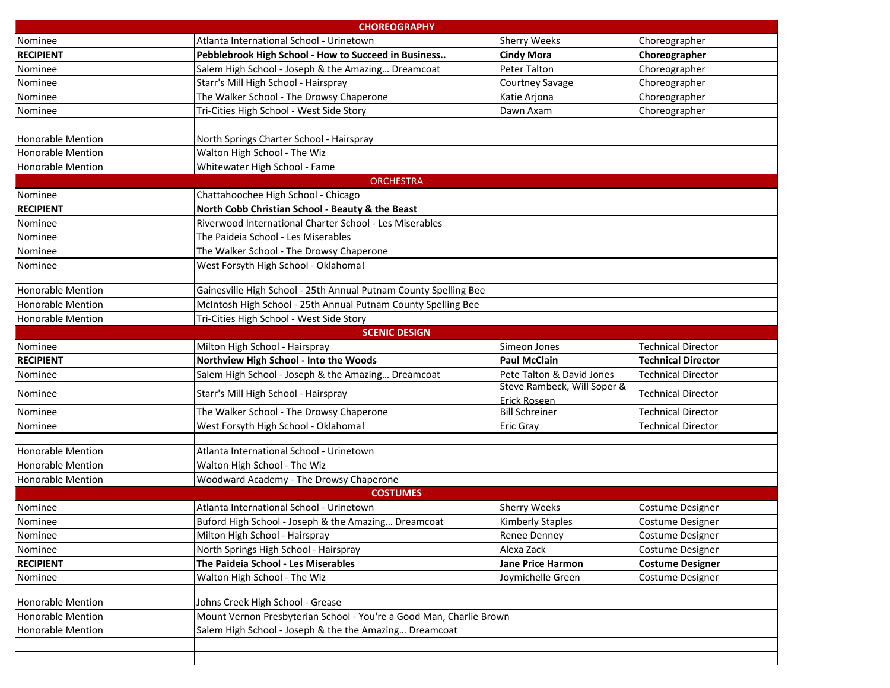| CHOREOGRAPHY | | | |
|---|---|---|---|
| Nominee | Atlanta International School - Urinetown | Sherry Weeks | Choreographer |
| **RECIPIENT** | **Pebblebrook High School - How to Succeed in Business..** | **Cindy Mora** | **Choreographer** |
| Nominee | Salem High School - Joseph & the Amazing… Dreamcoat | Peter Talton | Choreographer |
| Nominee | Starr's Mill High School - Hairspray | Courtney Savage | Choreographer |
| Nominee | The Walker School - The Drowsy Chaperone | Katie Arjona | Choreographer |
| Nominee | Tri-Cities High School - West Side Story | Dawn Axam | Choreographer |
| | | | |
| Honorable Mention | North Springs Charter School - Hairspray | | |
| Honorable Mention | Walton High School - The Wiz | | |
| Honorable Mention | Whitewater High School - Fame | | |
| **ORCHESTRA** | | | |
| Nominee | Chattahoochee High School - Chicago | | |
| **RECIPIENT** | **North Cobb Christian School - Beauty & the Beast** | | |
| Nominee | Riverwood International Charter School - Les Miserables | | |
| Nominee | The Paideia School - Les Miserables | | |
| Nominee | The Walker School - The Drowsy Chaperone | | |
| Nominee | West Forsyth High School - Oklahoma! | | |
| | | | |
| Honorable Mention | Gainesville High School - 25th Annual Putnam County Spelling Bee | | |
| Honorable Mention | McIntosh High School - 25th Annual Putnam County Spelling Bee | | |
| Honorable Mention | Tri-Cities High School - West Side Story | | |
| **SCENIC DESIGN** | | | |
| Nominee | Milton High School - Hairspray | Simeon Jones | Technical Director |
| **RECIPIENT** | **Northview High School - Into the Woods** | **Paul McClain** | **Technical Director** |
| Nominee | Salem High School - Joseph & the Amazing… Dreamcoat | Pete Talton & David Jones | Technical Director |
| Nominee | Starr's Mill High School - Hairspray | Steve Rambeck, Will Soper & Erick Roseen | Technical Director |
| Nominee | The Walker School - The Drowsy Chaperone | Bill Schreiner | Technical Director |
| Nominee | West Forsyth High School - Oklahoma! | Eric Gray | Technical Director |
| | | | |
| Honorable Mention | Atlanta International School - Urinetown | | |
| Honorable Mention | Walton High School - The Wiz | | |
| Honorable Mention | Woodward Academy - The Drowsy Chaperone | | |
| **COSTUMES** | | | |
| Nominee | Atlanta International School - Urinetown | Sherry Weeks | Costume Designer |
| Nominee | Buford High School - Joseph & the Amazing… Dreamcoat | Kimberly Staples | Costume Designer |
| Nominee | Milton High School - Hairspray | Renee Denney | Costume Designer |
| Nominee | North Springs High School - Hairspray | Alexa Zack | Costume Designer |
| **RECIPIENT** | **The Paideia School - Les Miserables** | **Jane Price Harmon** | **Costume Designer** |
| Nominee | Walton High School - The Wiz | Joymichelle Green | Costume Designer |
| | | | |
| Honorable Mention | Johns Creek High School - Grease | | |
| Honorable Mention | Mount Vernon Presbyterian School - You're a Good Man, Charlie Brown | | |
| Honorable Mention | Salem High School - Joseph & the the Amazing… Dreamcoat | | |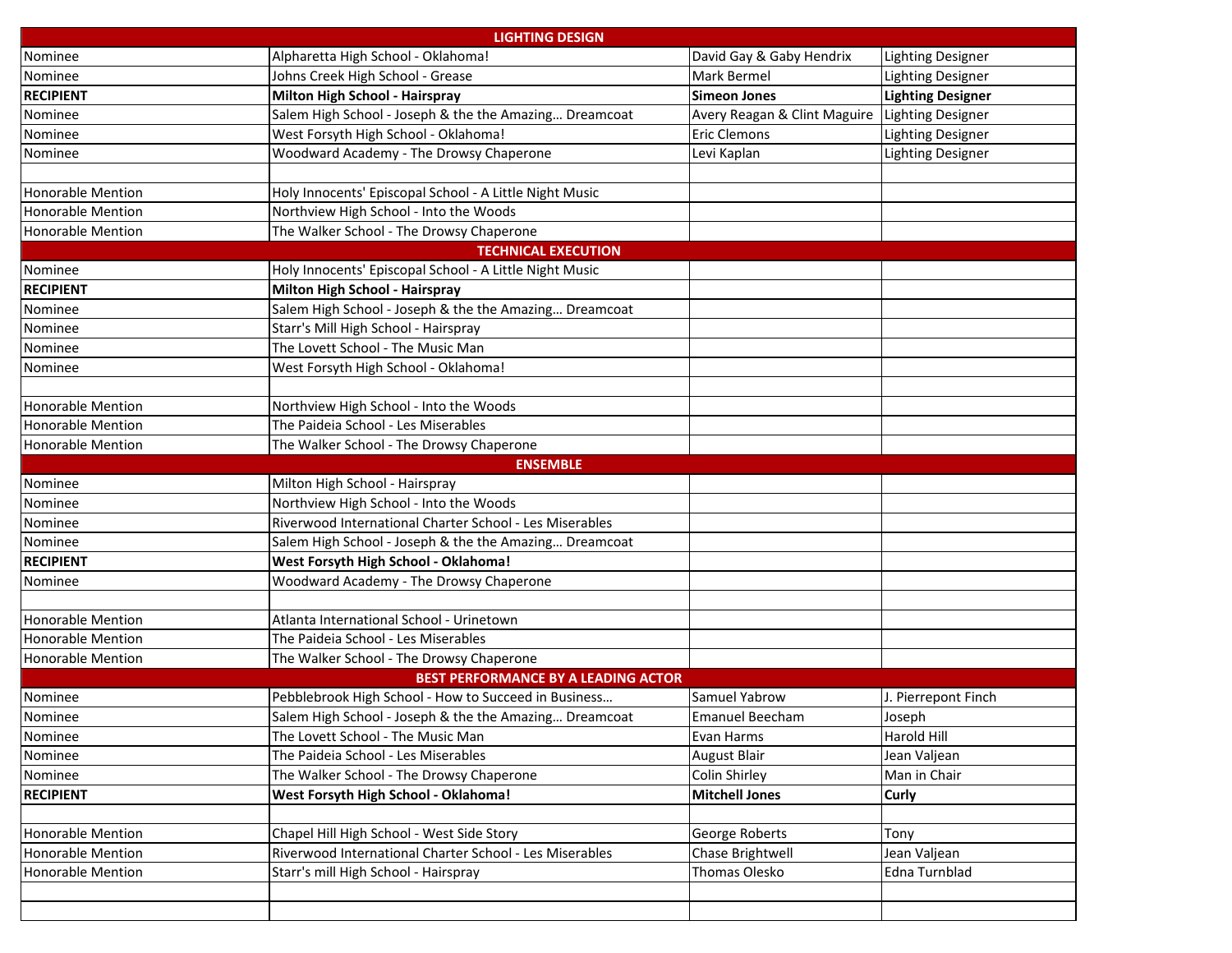| LIGHTING DESIGN | | | |
|---|---|---|---|
| Nominee | Alpharetta High School - Oklahoma! | David Gay & Gaby Hendrix | Lighting Designer |
| Nominee | Johns Creek High School - Grease | Mark Bermel | Lighting Designer |
| **RECIPIENT** | **Milton High School - Hairspray** | **Simeon Jones** | **Lighting Designer** |
| Nominee | Salem High School - Joseph & the the Amazing… Dreamcoat | Avery Reagan & Clint Maguire | Lighting Designer |
| Nominee | West Forsyth High School - Oklahoma! | Eric Clemons | Lighting Designer |
| Nominee | Woodward Academy - The Drowsy Chaperone | Levi Kaplan | Lighting Designer |
| | | | |
| Honorable Mention | Holy Innocents' Episcopal School - A Little Night Music | | |
| Honorable Mention | Northview High School - Into the Woods | | |
| Honorable Mention | The Walker School - The Drowsy Chaperone | | |
| **TECHNICAL EXECUTION** | | | |
| Nominee | Holy Innocents' Episcopal School - A Little Night Music | | |
| **RECIPIENT** | **Milton High School - Hairspray** | | |
| Nominee | Salem High School - Joseph & the the Amazing… Dreamcoat | | |
| Nominee | Starr's Mill High School - Hairspray | | |
| Nominee | The Lovett School - The Music Man | | |
| Nominee | West Forsyth High School - Oklahoma! | | |
| | | | |
| Honorable Mention | Northview High School - Into the Woods | | |
| Honorable Mention | The Paideia School - Les Miserables | | |
| Honorable Mention | The Walker School - The Drowsy Chaperone | | |
| **ENSEMBLE** | | | |
| Nominee | Milton High School - Hairspray | | |
| Nominee | Northview High School - Into the Woods | | |
| Nominee | Riverwood International Charter School - Les Miserables | | |
| Nominee | Salem High School - Joseph & the the Amazing… Dreamcoat | | |
| **RECIPIENT** | **West Forsyth High School - Oklahoma!** | | |
| Nominee | Woodward Academy - The Drowsy Chaperone | | |
| | | | |
| Honorable Mention | Atlanta International School - Urinetown | | |
| Honorable Mention | The Paideia School - Les Miserables | | |
| Honorable Mention | The Walker School - The Drowsy Chaperone | | |
| **BEST PERFORMANCE BY A LEADING ACTOR** | | | |
| Nominee | Pebblebrook High School - How to Succeed in Business… | Samuel Yabrow | J. Pierrepont Finch |
| Nominee | Salem High School - Joseph & the the Amazing… Dreamcoat | Emanuel Beecham | Joseph |
| Nominee | The Lovett School - The Music Man | Evan Harms | Harold Hill |
| Nominee | The Paideia School - Les Miserables | August Blair | Jean Valjean |
| Nominee | The Walker School - The Drowsy Chaperone | Colin Shirley | Man in Chair |
| **RECIPIENT** | **West Forsyth High School - Oklahoma!** | **Mitchell Jones** | **Curly** |
| | | | |
| Honorable Mention | Chapel Hill High School - West Side Story | George Roberts | Tony |
| Honorable Mention | Riverwood International Charter School - Les Miserables | Chase Brightwell | Jean Valjean |
| Honorable Mention | Starr's mill High School - Hairspray | Thomas Olesko | Edna Turnblad |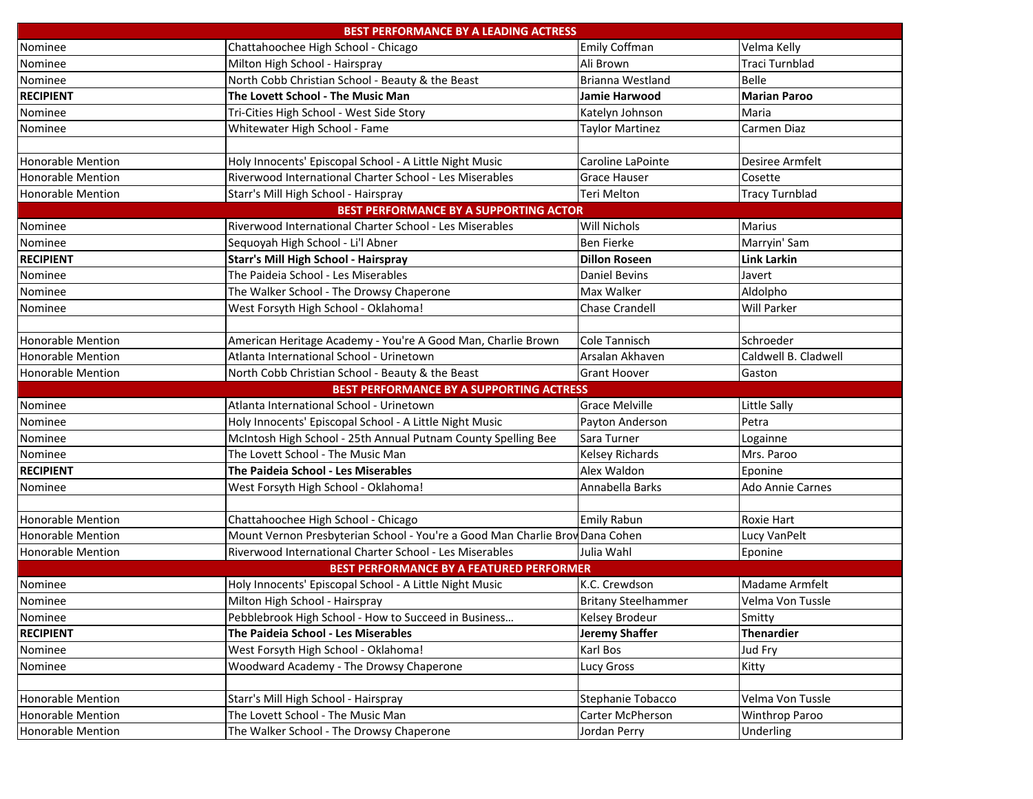| | | | |
|---|---|---|---|
| **BEST PERFORMANCE BY A LEADING ACTRESS** | | | |
| Nominee | Chattahoochee High School - Chicago | Emily Coffman | Velma Kelly |
| Nominee | Milton High School - Hairspray | Ali Brown | Traci Turnblad |
| Nominee | North Cobb Christian School - Beauty & the Beast | Brianna Westland | Belle |
| **RECIPIENT** | **The Lovett School - The Music Man** | **Jamie Harwood** | **Marian Paroo** |
| Nominee | Tri-Cities High School - West Side Story | Katelyn Johnson | Maria |
| Nominee | Whitewater High School - Fame | Taylor Martinez | Carmen Diaz |
| | | | |
| Honorable Mention | Holy Innocents' Episcopal School - A Little Night Music | Caroline LaPointe | Desiree Armfelt |
| Honorable Mention | Riverwood International Charter School - Les Miserables | Grace Hauser | Cosette |
| Honorable Mention | Starr's Mill High School - Hairspray | Teri Melton | Tracy Turnblad |
| **BEST PERFORMANCE BY A SUPPORTING ACTOR** | | | |
| Nominee | Riverwood International Charter School - Les Miserables | Will Nichols | Marius |
| Nominee | Sequoyah High School - Li'l Abner | Ben Fierke | Marryin' Sam |
| **RECIPIENT** | **Starr's Mill High School - Hairspray** | **Dillon Roseen** | **Link Larkin** |
| Nominee | The Paideia School - Les Miserables | Daniel Bevins | Javert |
| Nominee | The Walker School - The Drowsy Chaperone | Max Walker | Aldolpho |
| Nominee | West Forsyth High School - Oklahoma! | Chase Crandell | Will Parker |
| | | | |
| Honorable Mention | American Heritage Academy - You're A Good Man, Charlie Brown | Cole Tannisch | Schroeder |
| Honorable Mention | Atlanta International School - Urinetown | Arsalan Akhaven | Caldwell B. Cladwell |
| Honorable Mention | North Cobb Christian School - Beauty & the Beast | Grant Hoover | Gaston |
| **BEST PERFORMANCE BY A SUPPORTING ACTRESS** | | | |
| Nominee | Atlanta International School - Urinetown | Grace Melville | Little Sally |
| Nominee | Holy Innocents' Episcopal School - A Little Night Music | Payton Anderson | Petra |
| Nominee | McIntosh High School - 25th Annual Putnam County Spelling Bee | Sara Turner | Logainne |
| Nominee | The Lovett School - The Music Man | Kelsey Richards | Mrs. Paroo |
| **RECIPIENT** | **The Paideia School - Les Miserables** | Alex Waldon | Eponine |
| Nominee | West Forsyth High School - Oklahoma! | Annabella Barks | Ado Annie Carnes |
| | | | |
| Honorable Mention | Chattahoochee High School - Chicago | Emily Rabun | Roxie Hart |
| Honorable Mention | Mount Vernon Presbyterian School - You're a Good Man Charlie Brov | Dana Cohen | Lucy VanPelt |
| Honorable Mention | Riverwood International Charter School - Les Miserables | Julia Wahl | Eponine |
| **BEST PERFORMANCE BY A FEATURED PERFORMER** | | | |
| Nominee | Holy Innocents' Episcopal School - A Little Night Music | K.C. Crewdson | Madame Armfelt |
| Nominee | Milton High School - Hairspray | Britany Steelhammer | Velma Von Tussle |
| Nominee | Pebblebrook High School - How to Succeed in Business… | Kelsey Brodeur | Smitty |
| **RECIPIENT** | **The Paideia School - Les Miserables** | **Jeremy Shaffer** | **Thenardier** |
| Nominee | West Forsyth High School - Oklahoma! | Karl Bos | Jud Fry |
| Nominee | Woodward Academy - The Drowsy Chaperone | Lucy Gross | Kitty |
| | | | |
| Honorable Mention | Starr's Mill High School - Hairspray | Stephanie Tobacco | Velma Von Tussle |
| Honorable Mention | The Lovett School - The Music Man | Carter McPherson | Winthrop Paroo |
| Honorable Mention | The Walker School - The Drowsy Chaperone | Jordan Perry | Underling |